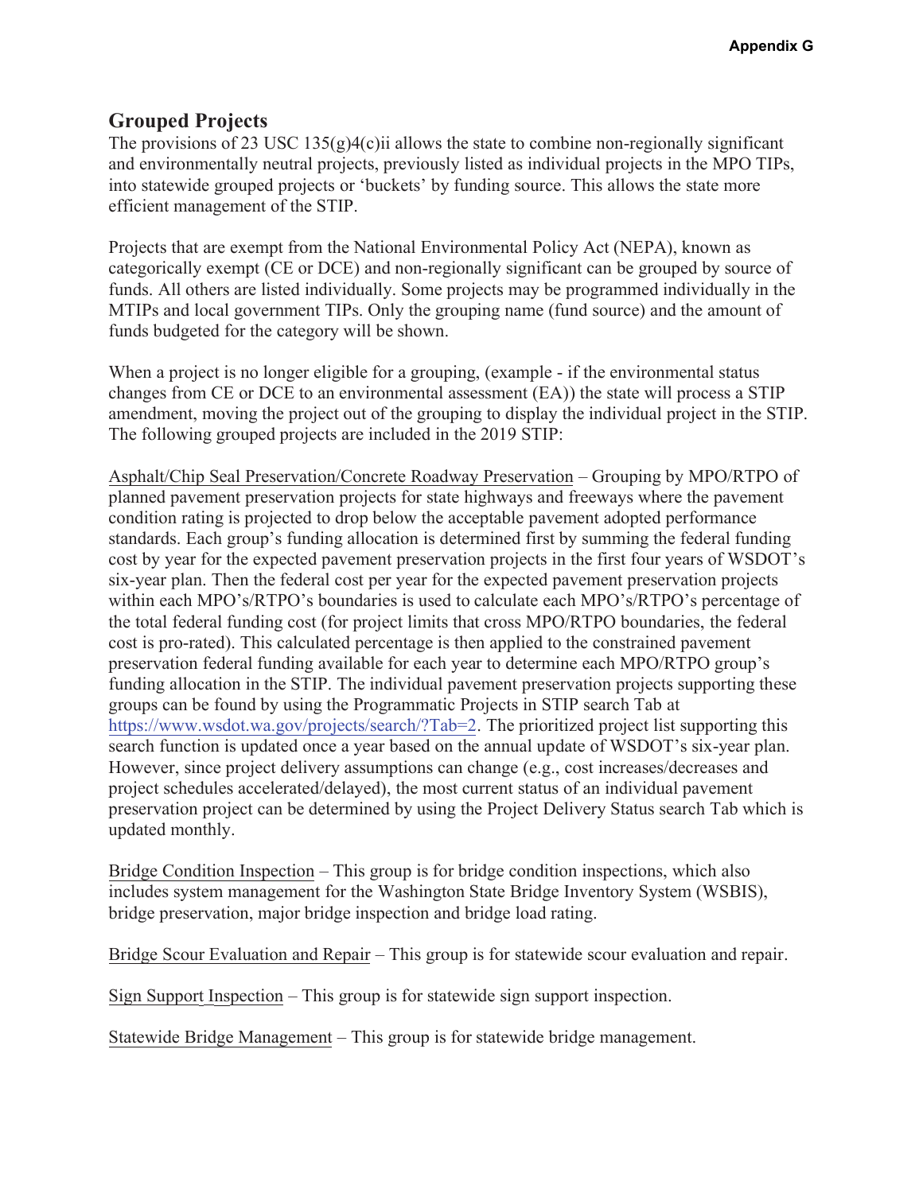## Grouped Projects

The provisions of 23 USC 135(g)4(c)ii allows the state to combine non-regionally significant and environmentally neutral projects, previously listed as individual projects in the MPO TIPs, into statewide grouped projects or 'buckets' by funding source. This allows the state more efficient management of the STIP.

Projects that are exempt from the National Environmental Policy Act (NEPA), known as categorically exempt (CE or DCE) and non-regionally significant can be grouped by source of funds. All others are listed individually. Some projects may be programmed individually in the MTIPs and local government TIPs. Only the grouping name (fund source) and the amount of funds budgeted for the category will be shown.

When a project is no longer eligible for a grouping, (example - if the environmental status changes from CE or DCE to an environmental assessment (EA)) the state will process a STIP amendment, moving the project out of the grouping to display the individual project in the STIP. The following grouped projects are included in the 2019 STIP:

Asphalt/Chip Seal Preservation/Concrete Roadway Preservation – Grouping by MPO/RTPO of planned pavement preservation projects for state highways and freeways where the pavement condition rating is projected to drop below the acceptable pavement adopted performance standards. Each group's funding allocation is determined first by summing the federal funding cost by year for the expected pavement preservation projects in the first four years of WSDOT's six-year plan. Then the federal cost per year for the expected pavement preservation projects within each MPO's/RTPO's boundaries is used to calculate each MPO's/RTPO's percentage of the total federal funding cost (for project limits that cross MPO/RTPO boundaries, the federal cost is pro-rated). This calculated percentage is then applied to the constrained pavement preservation federal funding available for each year to determine each MPO/RTPO group's funding allocation in the STIP. The individual pavement preservation projects supporting these groups can be found by using the Programmatic Projects in STIP search Tab at https://www.wsdot.wa.gov/projects/search/?Tab=2. The prioritized project list supporting this search function is updated once a year based on the annual update of WSDOT's six-year plan. However, since project delivery assumptions can change (e.g., cost increases/decreases and project schedules accelerated/delayed), the most current status of an individual pavement preservation project can be determined by using the Project Delivery Status search Tab which is updated monthly.

Bridge Condition Inspection – This group is for bridge condition inspections, which also includes system management for the Washington State Bridge Inventory System (WSBIS), bridge preservation, major bridge inspection and bridge load rating.

Bridge Scour Evaluation and Repair – This group is for statewide scour evaluation and repair.

Sign Support Inspection – This group is for statewide sign support inspection.

Statewide Bridge Management – This group is for statewide bridge management.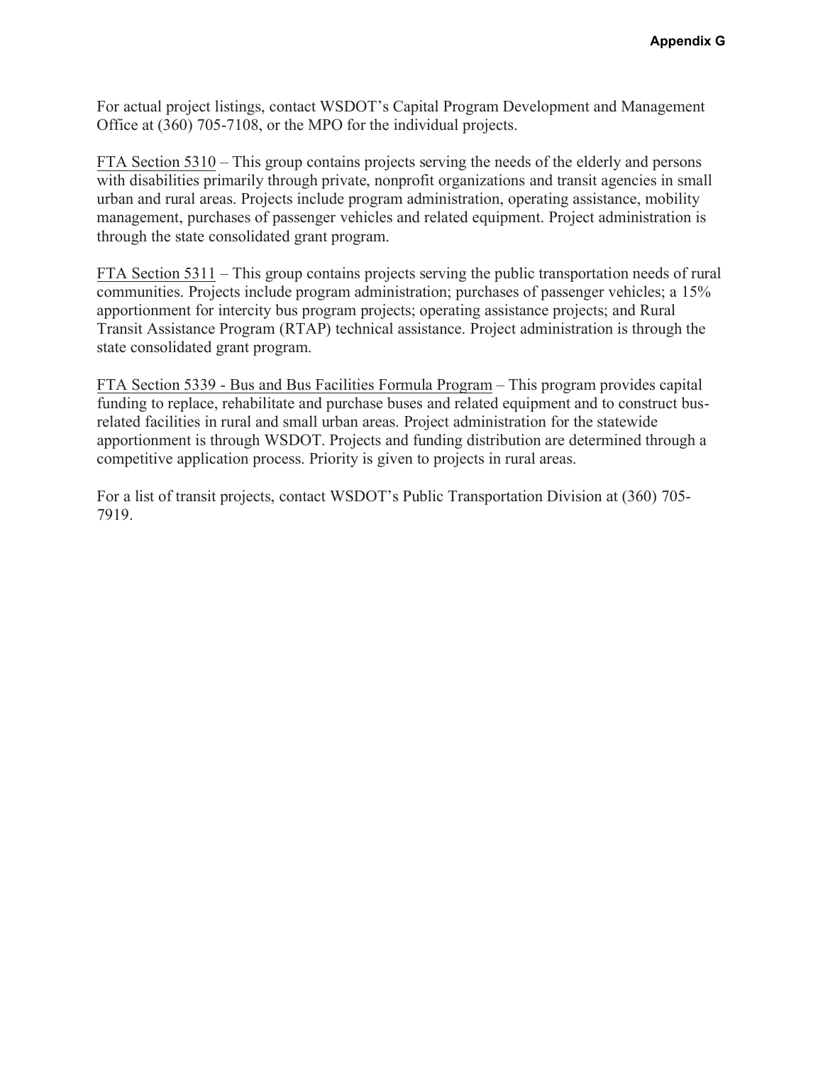For actual project listings, contact WSDOT's Capital Program Development and Management Office at (360) 705-7108, or the MPO for the individual projects.

FTA Section 5310 – This group contains projects serving the needs of the elderly and persons with disabilities primarily through private, nonprofit organizations and transit agencies in small urban and rural areas. Projects include program administration, operating assistance, mobility management, purchases of passenger vehicles and related equipment. Project administration is through the state consolidated grant program.

FTA Section 5311 – This group contains projects serving the public transportation needs of rural communities. Projects include program administration; purchases of passenger vehicles; a 15% apportionment for intercity bus program projects; operating assistance projects; and Rural Transit Assistance Program (RTAP) technical assistance. Project administration is through the state consolidated grant program.

FTA Section 5339 - Bus and Bus Facilities Formula Program – This program provides capital funding to replace, rehabilitate and purchase buses and related equipment and to construct bus-related facilities in rural and small urban areas. Project administration for the statewide apportionment is through WSDOT. Projects and funding distribution are determined through a competitive application process. Priority is given to projects in rural areas.

For a list of transit projects, contact WSDOT's Public Transportation Division at (360) 705-7919.